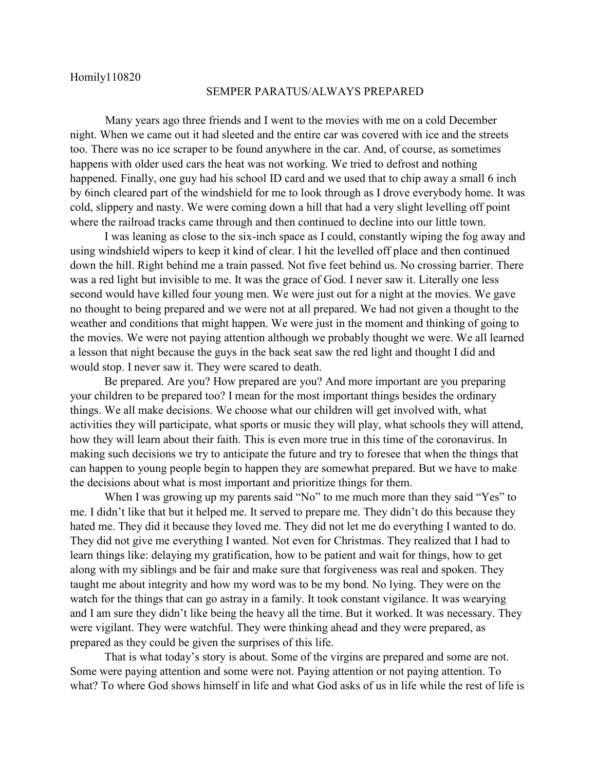Homily110820

## SEMPER PARATUS/ALWAYS PREPARED

Many years ago three friends and I went to the movies with me on a cold December night. When we came out it had sleeted and the entire car was covered with ice and the streets too. There was no ice scraper to be found anywhere in the car. And, of course, as sometimes happens with older used cars the heat was not working. We tried to defrost and nothing happened. Finally, one guy had his school ID card and we used that to chip away a small 6 inch by 6inch cleared part of the windshield for me to look through as I drove everybody home. It was cold, slippery and nasty. We were coming down a hill that had a very slight levelling off point where the railroad tracks came through and then continued to decline into our little town.

I was leaning as close to the six-inch space as I could, constantly wiping the fog away and using windshield wipers to keep it kind of clear. I hit the levelled off place and then continued down the hill. Right behind me a train passed. Not five feet behind us. No crossing barrier. There was a red light but invisible to me. It was the grace of God. I never saw it. Literally one less second would have killed four young men. We were just out for a night at the movies. We gave no thought to being prepared and we were not at all prepared. We had not given a thought to the weather and conditions that might happen. We were just in the moment and thinking of going to the movies. We were not paying attention although we probably thought we were. We all learned a lesson that night because the guys in the back seat saw the red light and thought I did and would stop. I never saw it. They were scared to death.

Be prepared. Are you? How prepared are you? And more important are you preparing your children to be prepared too? I mean for the most important things besides the ordinary things. We all make decisions. We choose what our children will get involved with, what activities they will participate, what sports or music they will play, what schools they will attend, how they will learn about their faith. This is even more true in this time of the coronavirus. In making such decisions we try to anticipate the future and try to foresee that when the things that can happen to young people begin to happen they are somewhat prepared. But we have to make the decisions about what is most important and prioritize things for them.

When I was growing up my parents said "No" to me much more than they said "Yes" to me. I didn't like that but it helped me. It served to prepare me. They didn't do this because they hated me. They did it because they loved me. They did not let me do everything I wanted to do. They did not give me everything I wanted. Not even for Christmas. They realized that I had to learn things like: delaying my gratification, how to be patient and wait for things, how to get along with my siblings and be fair and make sure that forgiveness was real and spoken. They taught me about integrity and how my word was to be my bond. No lying. They were on the watch for the things that can go astray in a family. It took constant vigilance. It was wearying and I am sure they didn't like being the heavy all the time. But it worked. It was necessary. They were vigilant. They were watchful. They were thinking ahead and they were prepared, as prepared as they could be given the surprises of this life.

That is what today's story is about. Some of the virgins are prepared and some are not. Some were paying attention and some were not. Paying attention or not paying attention. To what? To where God shows himself in life and what God asks of us in life while the rest of life is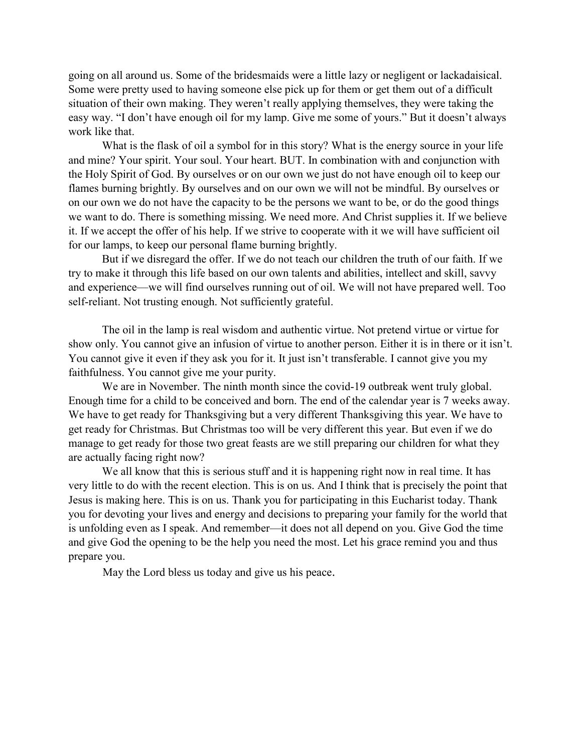going on all around us. Some of the bridesmaids were a little lazy or negligent or lackadaisical. Some were pretty used to having someone else pick up for them or get them out of a difficult situation of their own making. They weren't really applying themselves, they were taking the easy way. "I don't have enough oil for my lamp. Give me some of yours." But it doesn't always work like that.

What is the flask of oil a symbol for in this story? What is the energy source in your life and mine? Your spirit. Your soul. Your heart. BUT. In combination with and conjunction with the Holy Spirit of God. By ourselves or on our own we just do not have enough oil to keep our flames burning brightly. By ourselves and on our own we will not be mindful. By ourselves or on our own we do not have the capacity to be the persons we want to be, or do the good things we want to do. There is something missing. We need more. And Christ supplies it. If we believe it. If we accept the offer of his help. If we strive to cooperate with it we will have sufficient oil for our lamps, to keep our personal flame burning brightly.

But if we disregard the offer. If we do not teach our children the truth of our faith. If we try to make it through this life based on our own talents and abilities, intellect and skill, savvy and experience—we will find ourselves running out of oil. We will not have prepared well. Too self-reliant. Not trusting enough. Not sufficiently grateful.

The oil in the lamp is real wisdom and authentic virtue. Not pretend virtue or virtue for show only. You cannot give an infusion of virtue to another person. Either it is in there or it isn't. You cannot give it even if they ask you for it. It just isn't transferable. I cannot give you my faithfulness. You cannot give me your purity.

We are in November. The ninth month since the covid-19 outbreak went truly global. Enough time for a child to be conceived and born. The end of the calendar year is 7 weeks away. We have to get ready for Thanksgiving but a very different Thanksgiving this year. We have to get ready for Christmas. But Christmas too will be very different this year. But even if we do manage to get ready for those two great feasts are we still preparing our children for what they are actually facing right now?

We all know that this is serious stuff and it is happening right now in real time. It has very little to do with the recent election. This is on us. And I think that is precisely the point that Jesus is making here. This is on us. Thank you for participating in this Eucharist today. Thank you for devoting your lives and energy and decisions to preparing your family for the world that is unfolding even as I speak. And remember—it does not all depend on you. Give God the time and give God the opening to be the help you need the most. Let his grace remind you and thus prepare you.

May the Lord bless us today and give us his peace.